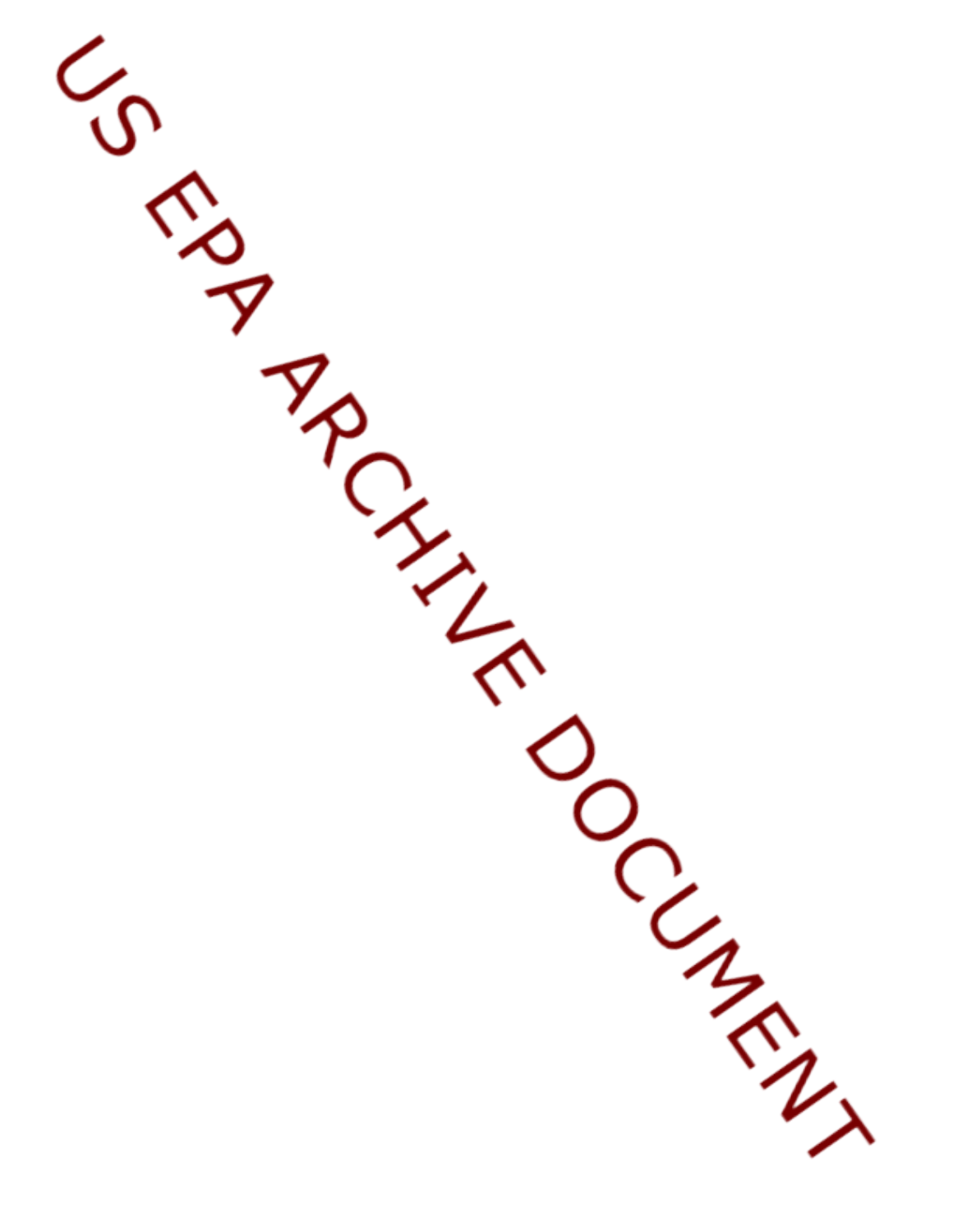US EPA ARCHIVE DOCUMENT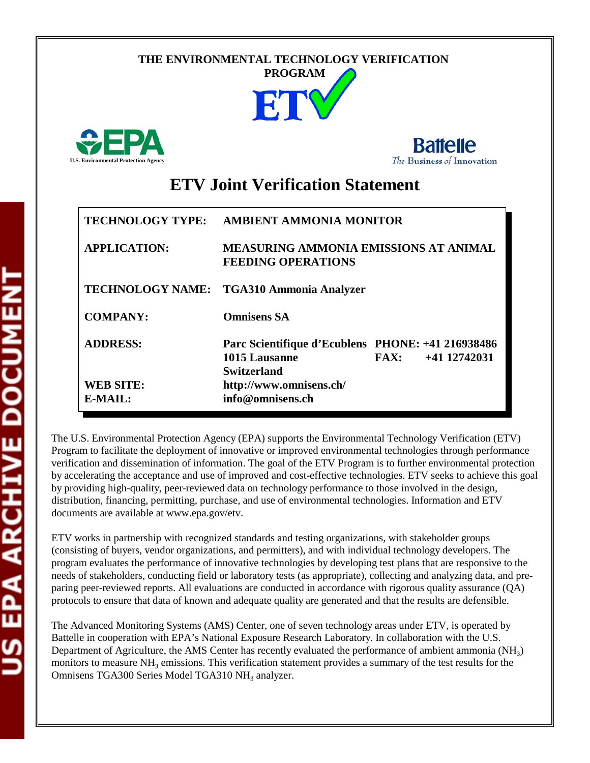THE ENVIRONMENTAL TECHNOLOGY VERIFICATION PROGRAM

ETV

U.S. Environmental Protection Agency

Battelle
The Business of Innovation

# ETV Joint Verification Statement

| | |
|---|---|
| **TECHNOLOGY TYPE:** | **AMBIENT AMMONIA MONITOR** |
| **APPLICATION:** | **MEASURING AMMONIA EMISSIONS AT ANIMAL FEEDING OPERATIONS** |
| **TECHNOLOGY NAME:** | **TGA310 Ammonia Analyzer** |
| **COMPANY:** | **Omnisens SA** |
| **ADDRESS:** | **Parc Scientifique d'Ecublens 1015 Lausanne Switzerland** — **PHONE: +41 216938486** **FAX: +41 12742031** |
| **WEB SITE:** | **http://www.omnisens.ch/** |
| **E-MAIL:** | **info@omnisens.ch** |

The U.S. Environmental Protection Agency (EPA) supports the Environmental Technology Verification (ETV) Program to facilitate the deployment of innovative or improved environmental technologies through performance verification and dissemination of information. The goal of the ETV Program is to further environmental protection by accelerating the acceptance and use of improved and cost-effective technologies. ETV seeks to achieve this goal by providing high-quality, peer-reviewed data on technology performance to those involved in the design, distribution, financing, permitting, purchase, and use of environmental technologies. Information and ETV documents are available at www.epa.gov/etv.

ETV works in partnership with recognized standards and testing organizations, with stakeholder groups (consisting of buyers, vendor organizations, and permitters), and with individual technology developers. The program evaluates the performance of innovative technologies by developing test plans that are responsive to the needs of stakeholders, conducting field or laboratory tests (as appropriate), collecting and analyzing data, and preparing peer-reviewed reports. All evaluations are conducted in accordance with rigorous quality assurance (QA) protocols to ensure that data of known and adequate quality are generated and that the results are defensible.

The Advanced Monitoring Systems (AMS) Center, one of seven technology areas under ETV, is operated by Battelle in cooperation with EPA's National Exposure Research Laboratory. In collaboration with the U.S. Department of Agriculture, the AMS Center has recently evaluated the performance of ambient ammonia ($NH_3$) monitors to measure $NH_3$ emissions. This verification statement provides a summary of the test results for the Omnisens TGA300 Series Model TGA310 $NH_3$ analyzer.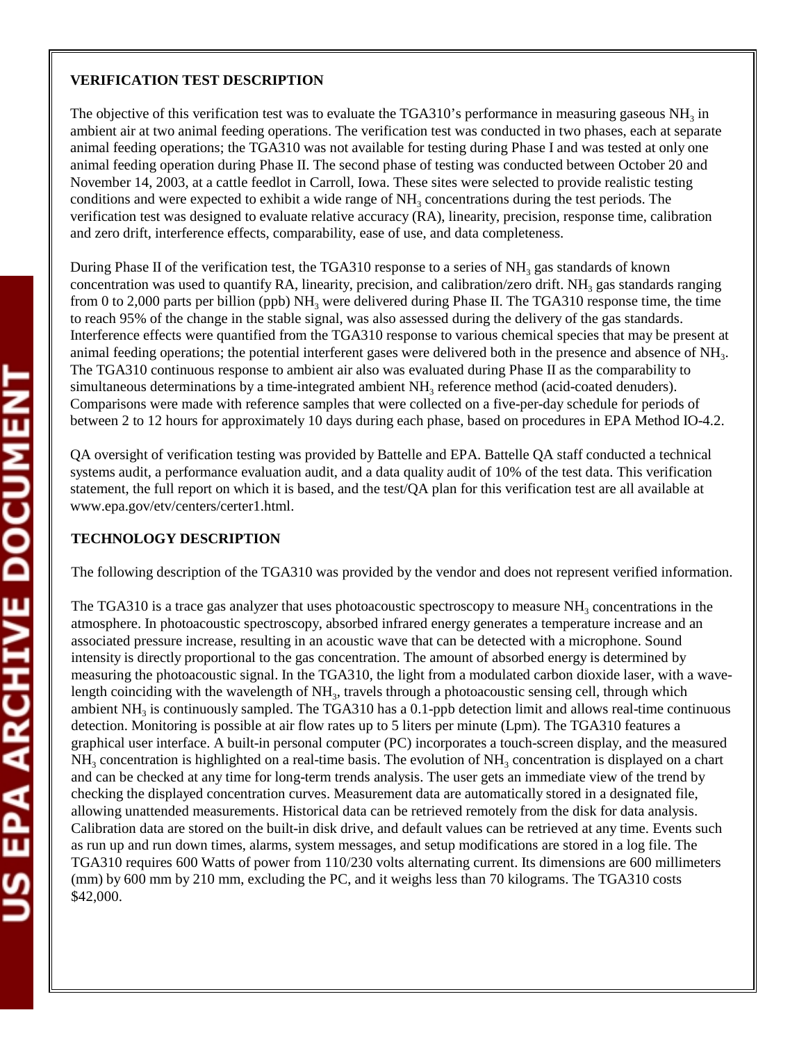**VERIFICATION TEST DESCRIPTION**

The objective of this verification test was to evaluate the TGA310's performance in measuring gaseous $NH_3$ in ambient air at two animal feeding operations. The verification test was conducted in two phases, each at separate animal feeding operations; the TGA310 was not available for testing during Phase I and was tested at only one animal feeding operation during Phase II. The second phase of testing was conducted between October 20 and November 14, 2003, at a cattle feedlot in Carroll, Iowa. These sites were selected to provide realistic testing conditions and were expected to exhibit a wide range of $NH_3$ concentrations during the test periods. The verification test was designed to evaluate relative accuracy (RA), linearity, precision, response time, calibration and zero drift, interference effects, comparability, ease of use, and data completeness.

During Phase II of the verification test, the TGA310 response to a series of $NH_3$ gas standards of known concentration was used to quantify RA, linearity, precision, and calibration/zero drift. $NH_3$ gas standards ranging from 0 to 2,000 parts per billion (ppb) $NH_3$ were delivered during Phase II. The TGA310 response time, the time to reach 95% of the change in the stable signal, was also assessed during the delivery of the gas standards. Interference effects were quantified from the TGA310 response to various chemical species that may be present at animal feeding operations; the potential interferent gases were delivered both in the presence and absence of $NH_3$. The TGA310 continuous response to ambient air also was evaluated during Phase II as the comparability to simultaneous determinations by a time-integrated ambient $NH_3$ reference method (acid-coated denuders). Comparisons were made with reference samples that were collected on a five-per-day schedule for periods of between 2 to 12 hours for approximately 10 days during each phase, based on procedures in EPA Method IO-4.2.

QA oversight of verification testing was provided by Battelle and EPA. Battelle QA staff conducted a technical systems audit, a performance evaluation audit, and a data quality audit of 10% of the test data. This verification statement, the full report on which it is based, and the test/QA plan for this verification test are all available at www.epa.gov/etv/centers/certer1.html.

**TECHNOLOGY DESCRIPTION**

The following description of the TGA310 was provided by the vendor and does not represent verified information.

The TGA310 is a trace gas analyzer that uses photoacoustic spectroscopy to measure $NH_3$ concentrations in the atmosphere. In photoacoustic spectroscopy, absorbed infrared energy generates a temperature increase and an associated pressure increase, resulting in an acoustic wave that can be detected with a microphone. Sound intensity is directly proportional to the gas concentration. The amount of absorbed energy is determined by measuring the photoacoustic signal. In the TGA310, the light from a modulated carbon dioxide laser, with a wavelength coinciding with the wavelength of $NH_3$, travels through a photoacoustic sensing cell, through which ambient $NH_3$ is continuously sampled. The TGA310 has a 0.1-ppb detection limit and allows real-time continuous detection. Monitoring is possible at air flow rates up to 5 liters per minute (Lpm). The TGA310 features a graphical user interface. A built-in personal computer (PC) incorporates a touch-screen display, and the measured $NH_3$ concentration is highlighted on a real-time basis. The evolution of $NH_3$ concentration is displayed on a chart and can be checked at any time for long-term trends analysis. The user gets an immediate view of the trend by checking the displayed concentration curves. Measurement data are automatically stored in a designated file, allowing unattended measurements. Historical data can be retrieved remotely from the disk for data analysis. Calibration data are stored on the built-in disk drive, and default values can be retrieved at any time. Events such as run up and run down times, alarms, system messages, and setup modifications are stored in a log file. The TGA310 requires 600 Watts of power from 110/230 volts alternating current. Its dimensions are 600 millimeters (mm) by 600 mm by 210 mm, excluding the PC, and it weighs less than 70 kilograms. The TGA310 costs \$42,000.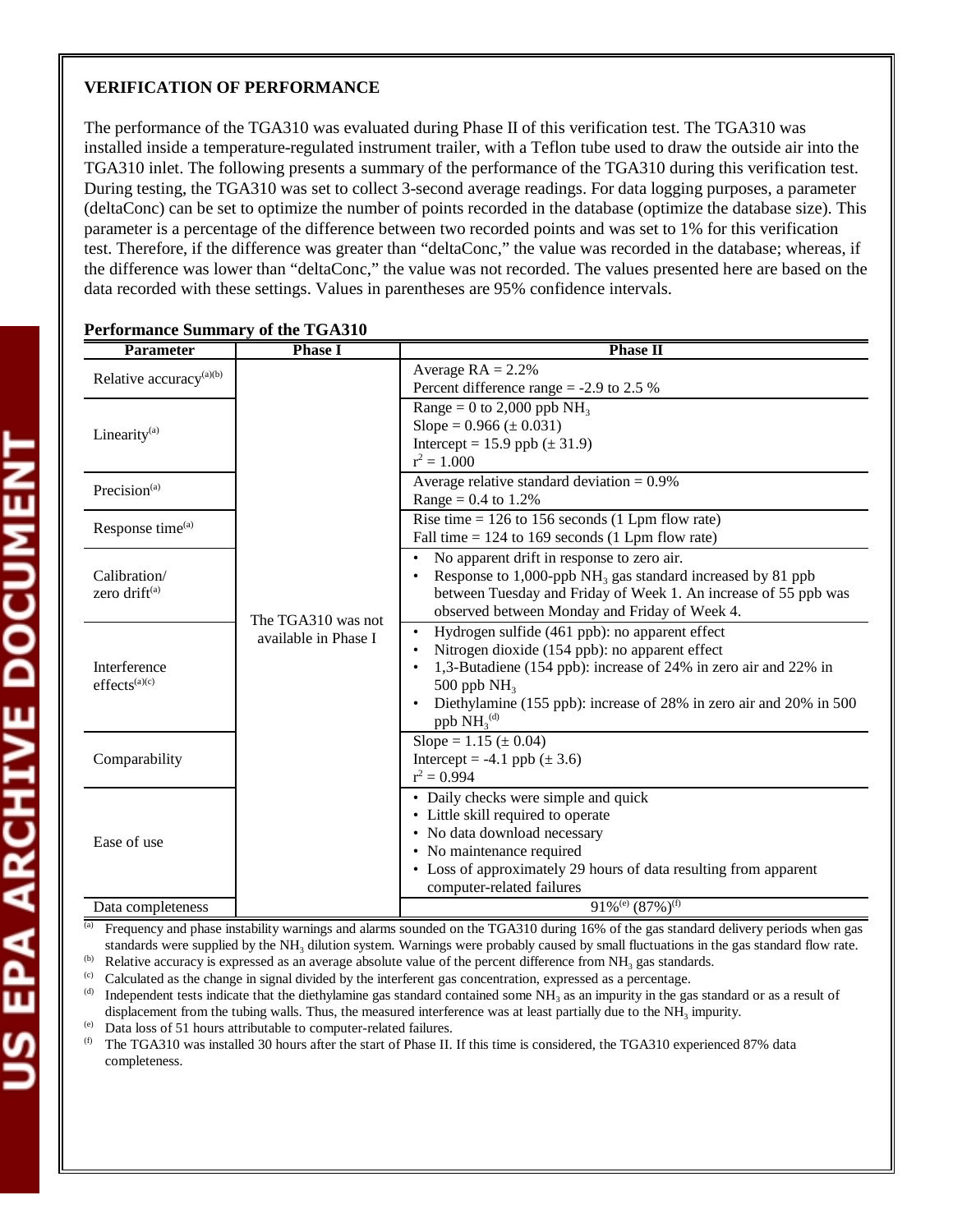**VERIFICATION OF PERFORMANCE**

The performance of the TGA310 was evaluated during Phase II of this verification test. The TGA310 was installed inside a temperature-regulated instrument trailer, with a Teflon tube used to draw the outside air into the TGA310 inlet. The following presents a summary of the performance of the TGA310 during this verification test. During testing, the TGA310 was set to collect 3-second average readings. For data logging purposes, a parameter (deltaConc) can be set to optimize the number of points recorded in the database (optimize the database size). This parameter is a percentage of the difference between two recorded points and was set to 1% for this verification test. Therefore, if the difference was greater than "deltaConc," the value was recorded in the database; whereas, if the difference was lower than "deltaConc," the value was not recorded. The values presented here are based on the data recorded with these settings. Values in parentheses are 95% confidence intervals.

**Performance Summary of the TGA310**

| Parameter | Phase I | Phase II |
|---|---|---|
| Relative accuracy[(a)(b)] | The TGA310 was not available in Phase I | Average RA = 2.2%<br>Percent difference range = -2.9 to 2.5 % |
| Linearity[(a)] | | Range = 0 to 2,000 ppb $NH_3$<br>Slope = 0.966 (± 0.031)<br>Intercept = 15.9 ppb (± 31.9)<br>$r^2$ = 1.000 |
| Precision[(a)] | | Average relative standard deviation = 0.9%<br>Range = 0.4 to 1.2% |
| Response time[(a)] | | Rise time = 126 to 156 seconds (1 Lpm flow rate)<br>Fall time = 124 to 169 seconds (1 Lpm flow rate) |
| Calibration/ zero drift[(a)] | | • No apparent drift in response to zero air.<br>• Response to 1,000-ppb $NH_3$ gas standard increased by 81 ppb between Tuesday and Friday of Week 1. An increase of 55 ppb was observed between Monday and Friday of Week 4. |
| Interference effects[(a)(c)] | | • Hydrogen sulfide (461 ppb): no apparent effect<br>• Nitrogen dioxide (154 ppb): no apparent effect<br>• 1,3-Butadiene (154 ppb): increase of 24% in zero air and 22% in 500 ppb $NH_3$<br>• Diethylamine (155 ppb): increase of 28% in zero air and 20% in 500 ppb $NH_3$[(d)] |
| Comparability | | Slope = 1.15 (± 0.04)<br>Intercept = -4.1 ppb (± 3.6)<br>$r^2$ = 0.994 |
| Ease of use | | • Daily checks were simple and quick<br>• Little skill required to operate<br>• No data download necessary<br>• No maintenance required<br>• Loss of approximately 29 hours of data resulting from apparent computer-related failures |
| Data completeness | | 91%[(e)] (87%)[(f)] |

(a) Frequency and phase instability warnings and alarms sounded on the TGA310 during 16% of the gas standard delivery periods when gas standards were supplied by the $NH_3$ dilution system. Warnings were probably caused by small fluctuations in the gas standard flow rate.

(b) Relative accuracy is expressed as an average absolute value of the percent difference from $NH_3$ gas standards.

(c) Calculated as the change in signal divided by the interferent gas concentration, expressed as a percentage.

(d) Independent tests indicate that the diethylamine gas standard contained some $NH_3$ as an impurity in the gas standard or as a result of displacement from the tubing walls. Thus, the measured interference was at least partially due to the $NH_3$ impurity.

(e) Data loss of 51 hours attributable to computer-related failures.

(f) The TGA310 was installed 30 hours after the start of Phase II. If this time is considered, the TGA310 experienced 87% data completeness.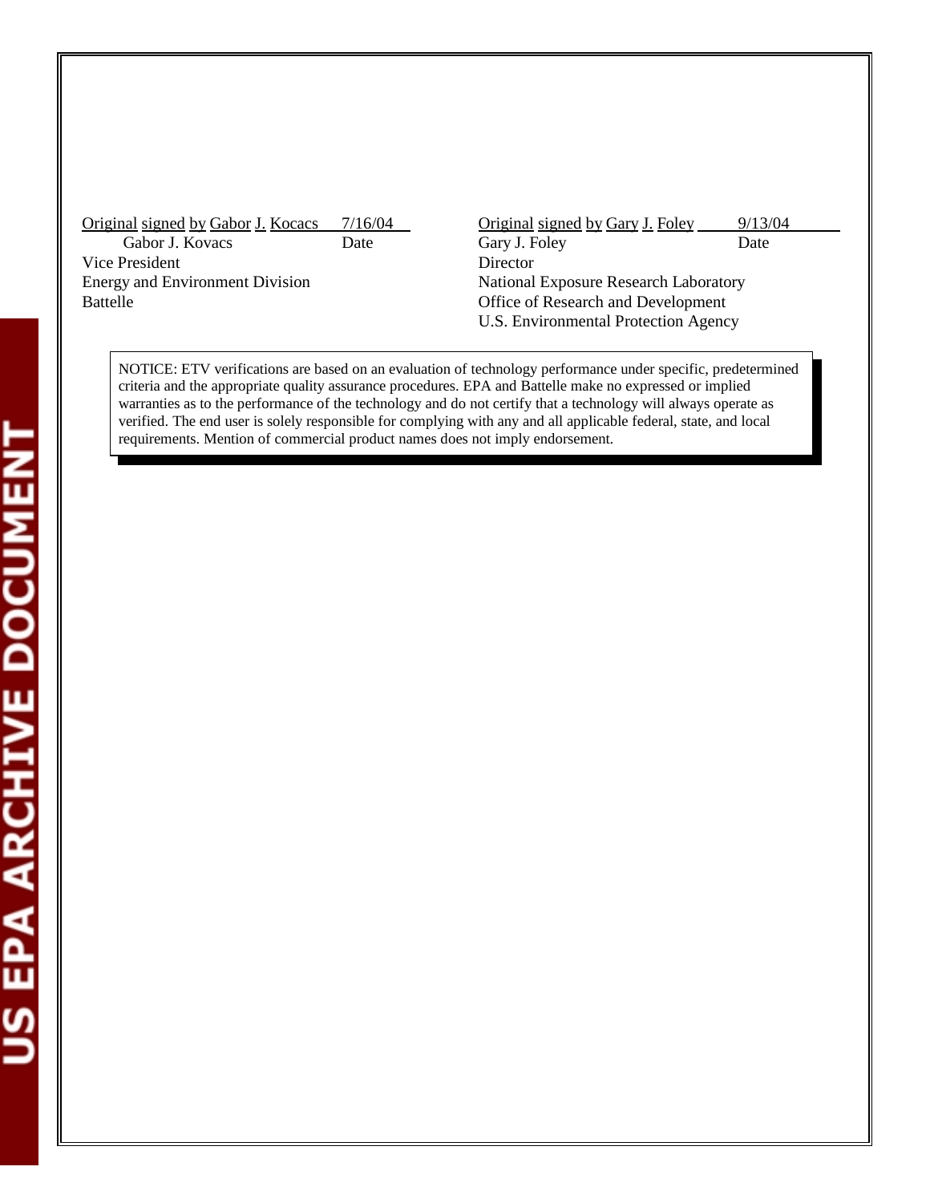Original signed by Gabor J. Kocacs 7/16/04
Gabor J. Kovacs Date
Vice President
Energy and Environment Division
Battelle

Original signed by Gary J. Foley 9/13/04
Gary J. Foley Date
Director
National Exposure Research Laboratory
Office of Research and Development
U.S. Environmental Protection Agency

NOTICE: ETV verifications are based on an evaluation of technology performance under specific, predetermined criteria and the appropriate quality assurance procedures. EPA and Battelle make no expressed or implied warranties as to the performance of the technology and do not certify that a technology will always operate as verified. The end user is solely responsible for complying with any and all applicable federal, state, and local requirements. Mention of commercial product names does not imply endorsement.